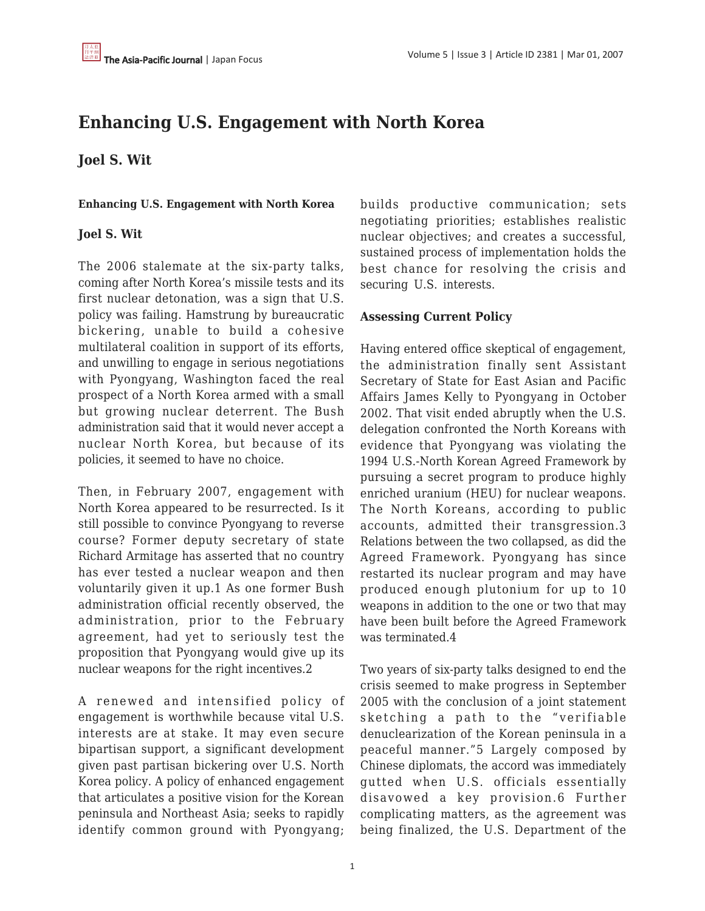# Enhancing U.S. Engagement with North Korea

## Joel S. Wit

**Enhancing U.S. Engagement with North Korea**

**Joel S. Wit**

The 2006 stalemate at the six-party talks, coming after North Korea's missile tests and its first nuclear detonation, was a sign that U.S. policy was failing. Hamstrung by bureaucratic bickering, unable to build a cohesive multilateral coalition in support of its efforts, and unwilling to engage in serious negotiations with Pyongyang, Washington faced the real prospect of a North Korea armed with a small but growing nuclear deterrent. The Bush administration said that it would never accept a nuclear North Korea, but because of its policies, it seemed to have no choice.

Then, in February 2007, engagement with North Korea appeared to be resurrected. Is it still possible to convince Pyongyang to reverse course? Former deputy secretary of state Richard Armitage has asserted that no country has ever tested a nuclear weapon and then voluntarily given it up.[1] As one former Bush administration official recently observed, the administration, prior to the February agreement, had yet to seriously test the proposition that Pyongyang would give up its nuclear weapons for the right incentives.[2]

A renewed and intensified policy of engagement is worthwhile because vital U.S. interests are at stake. It may even secure bipartisan support, a significant development given past partisan bickering over U.S. North Korea policy. A policy of enhanced engagement that articulates a positive vision for the Korean peninsula and Northeast Asia; seeks to rapidly identify common ground with Pyongyang; builds productive communication; sets negotiating priorities; establishes realistic nuclear objectives; and creates a successful, sustained process of implementation holds the best chance for resolving the crisis and securing U.S. interests.

**Assessing Current Policy**

Having entered office skeptical of engagement, the administration finally sent Assistant Secretary of State for East Asian and Pacific Affairs James Kelly to Pyongyang in October 2002. That visit ended abruptly when the U.S. delegation confronted the North Koreans with evidence that Pyongyang was violating the 1994 U.S.-North Korean Agreed Framework by pursuing a secret program to produce highly enriched uranium (HEU) for nuclear weapons. The North Koreans, according to public accounts, admitted their transgression.[3] Relations between the two collapsed, as did the Agreed Framework. Pyongyang has since restarted its nuclear program and may have produced enough plutonium for up to 10 weapons in addition to the one or two that may have been built before the Agreed Framework was terminated.[4]

Two years of six-party talks designed to end the crisis seemed to make progress in September 2005 with the conclusion of a joint statement sketching a path to the "verifiable denuclearization of the Korean peninsula in a peaceful manner."[5] Largely composed by Chinese diplomats, the accord was immediately gutted when U.S. officials essentially disavowed a key provision.[6] Further complicating matters, as the agreement was being finalized, the U.S. Department of the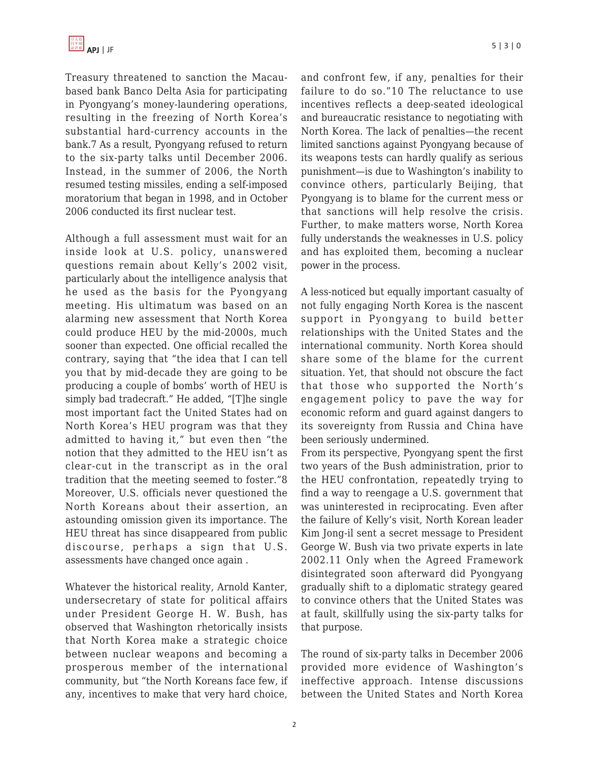Treasury threatened to sanction the Macau-based bank Banco Delta Asia for participating in Pyongyang's money-laundering operations, resulting in the freezing of North Korea's substantial hard-currency accounts in the bank.7 As a result, Pyongyang refused to return to the six-party talks until December 2006. Instead, in the summer of 2006, the North resumed testing missiles, ending a self-imposed moratorium that began in 1998, and in October 2006 conducted its first nuclear test.

Although a full assessment must wait for an inside look at U.S. policy, unanswered questions remain about Kelly's 2002 visit, particularly about the intelligence analysis that he used as the basis for the Pyongyang meeting. His ultimatum was based on an alarming new assessment that North Korea could produce HEU by the mid-2000s, much sooner than expected. One official recalled the contrary, saying that "the idea that I can tell you that by mid-decade they are going to be producing a couple of bombs' worth of HEU is simply bad tradecraft." He added, "[T]he single most important fact the United States had on North Korea's HEU program was that they admitted to having it," but even then "the notion that they admitted to the HEU isn't as clear-cut in the transcript as in the oral tradition that the meeting seemed to foster."8 Moreover, U.S. officials never questioned the North Koreans about their assertion, an astounding omission given its importance. The HEU threat has since disappeared from public discourse, perhaps a sign that U.S. assessments have changed once again .

Whatever the historical reality, Arnold Kanter, undersecretary of state for political affairs under President George H. W. Bush, has observed that Washington rhetorically insists that North Korea make a strategic choice between nuclear weapons and becoming a prosperous member of the international community, but "the North Koreans face few, if any, incentives to make that very hard choice, and confront few, if any, penalties for their failure to do so."10 The reluctance to use incentives reflects a deep-seated ideological and bureaucratic resistance to negotiating with North Korea. The lack of penalties—the recent limited sanctions against Pyongyang because of its weapons tests can hardly qualify as serious punishment—is due to Washington's inability to convince others, particularly Beijing, that Pyongyang is to blame for the current mess or that sanctions will help resolve the crisis. Further, to make matters worse, North Korea fully understands the weaknesses in U.S. policy and has exploited them, becoming a nuclear power in the process.

A less-noticed but equally important casualty of not fully engaging North Korea is the nascent support in Pyongyang to build better relationships with the United States and the international community. North Korea should share some of the blame for the current situation. Yet, that should not obscure the fact that those who supported the North's engagement policy to pave the way for economic reform and guard against dangers to its sovereignty from Russia and China have been seriously undermined.

From its perspective, Pyongyang spent the first two years of the Bush administration, prior to the HEU confrontation, repeatedly trying to find a way to reengage a U.S. government that was uninterested in reciprocating. Even after the failure of Kelly's visit, North Korean leader Kim Jong-il sent a secret message to President George W. Bush via two private experts in late 2002.11 Only when the Agreed Framework disintegrated soon afterward did Pyongyang gradually shift to a diplomatic strategy geared to convince others that the United States was at fault, skillfully using the six-party talks for that purpose.

The round of six-party talks in December 2006 provided more evidence of Washington's ineffective approach. Intense discussions between the United States and North Korea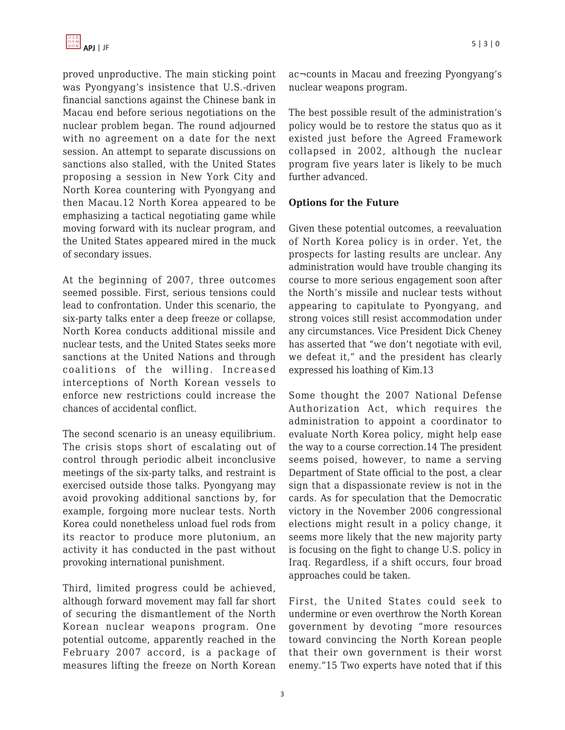proved unproductive. The main sticking point was Pyongyang's insistence that U.S.-driven financial sanctions against the Chinese bank in Macau end before serious negotiations on the nuclear problem began. The round adjourned with no agreement on a date for the next session. An attempt to separate discussions on sanctions also stalled, with the United States proposing a session in New York City and North Korea countering with Pyongyang and then Macau.12 North Korea appeared to be emphasizing a tactical negotiating game while moving forward with its nuclear program, and the United States appeared mired in the muck of secondary issues.

At the beginning of 2007, three outcomes seemed possible. First, serious tensions could lead to confrontation. Under this scenario, the six-party talks enter a deep freeze or collapse, North Korea conducts additional missile and nuclear tests, and the United States seeks more sanctions at the United Nations and through coalitions of the willing. Increased interceptions of North Korean vessels to enforce new restrictions could increase the chances of accidental conflict.

The second scenario is an uneasy equilibrium. The crisis stops short of escalating out of control through periodic albeit inconclusive meetings of the six-party talks, and restraint is exercised outside those talks. Pyongyang may avoid provoking additional sanctions by, for example, forgoing more nuclear tests. North Korea could nonetheless unload fuel rods from its reactor to produce more plutonium, an activity it has conducted in the past without provoking international punishment.

Third, limited progress could be achieved, although forward movement may fall far short of securing the dismantlement of the North Korean nuclear weapons program. One potential outcome, apparently reached in the February 2007 accord, is a package of measures lifting the freeze on North Korean ac¬counts in Macau and freezing Pyongyang's nuclear weapons program.

The best possible result of the administration's policy would be to restore the status quo as it existed just before the Agreed Framework collapsed in 2002, although the nuclear program five years later is likely to be much further advanced.

**Options for the Future**

Given these potential outcomes, a reevaluation of North Korea policy is in order. Yet, the prospects for lasting results are unclear. Any administration would have trouble changing its course to more serious engagement soon after the North's missile and nuclear tests without appearing to capitulate to Pyongyang, and strong voices still resist accommodation under any circumstances. Vice President Dick Cheney has asserted that "we don't negotiate with evil, we defeat it," and the president has clearly expressed his loathing of Kim.13

Some thought the 2007 National Defense Authorization Act, which requires the administration to appoint a coordinator to evaluate North Korea policy, might help ease the way to a course correction.14 The president seems poised, however, to name a serving Department of State official to the post, a clear sign that a dispassionate review is not in the cards. As for speculation that the Democratic victory in the November 2006 congressional elections might result in a policy change, it seems more likely that the new majority party is focusing on the fight to change U.S. policy in Iraq. Regardless, if a shift occurs, four broad approaches could be taken.

First, the United States could seek to undermine or even overthrow the North Korean government by devoting "more resources toward convincing the North Korean people that their own government is their worst enemy."15 Two experts have noted that if this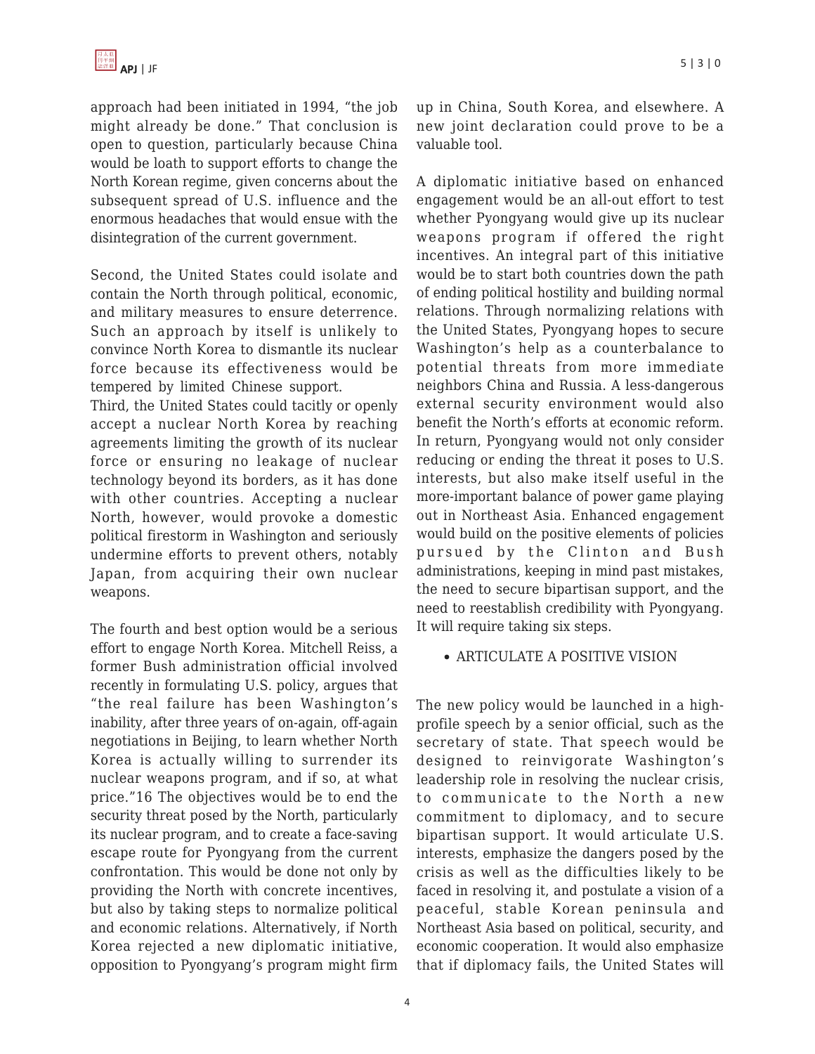approach had been initiated in 1994, "the job might already be done." That conclusion is open to question, particularly because China would be loath to support efforts to change the North Korean regime, given concerns about the subsequent spread of U.S. influence and the enormous headaches that would ensue with the disintegration of the current government.

Second, the United States could isolate and contain the North through political, economic, and military measures to ensure deterrence. Such an approach by itself is unlikely to convince North Korea to dismantle its nuclear force because its effectiveness would be tempered by limited Chinese support.

Third, the United States could tacitly or openly accept a nuclear North Korea by reaching agreements limiting the growth of its nuclear force or ensuring no leakage of nuclear technology beyond its borders, as it has done with other countries. Accepting a nuclear North, however, would provoke a domestic political firestorm in Washington and seriously undermine efforts to prevent others, notably Japan, from acquiring their own nuclear weapons.

The fourth and best option would be a serious effort to engage North Korea. Mitchell Reiss, a former Bush administration official involved recently in formulating U.S. policy, argues that "the real failure has been Washington's inability, after three years of on-again, off-again negotiations in Beijing, to learn whether North Korea is actually willing to surrender its nuclear weapons program, and if so, at what price."16 The objectives would be to end the security threat posed by the North, particularly its nuclear program, and to create a face-saving escape route for Pyongyang from the current confrontation. This would be done not only by providing the North with concrete incentives, but also by taking steps to normalize political and economic relations. Alternatively, if North Korea rejected a new diplomatic initiative, opposition to Pyongyang's program might firm up in China, South Korea, and elsewhere. A new joint declaration could prove to be a valuable tool.

A diplomatic initiative based on enhanced engagement would be an all-out effort to test whether Pyongyang would give up its nuclear weapons program if offered the right incentives. An integral part of this initiative would be to start both countries down the path of ending political hostility and building normal relations. Through normalizing relations with the United States, Pyongyang hopes to secure Washington's help as a counterbalance to potential threats from more immediate neighbors China and Russia. A less-dangerous external security environment would also benefit the North's efforts at economic reform. In return, Pyongyang would not only consider reducing or ending the threat it poses to U.S. interests, but also make itself useful in the more-important balance of power game playing out in Northeast Asia. Enhanced engagement would build on the positive elements of policies pursued by the Clinton and Bush administrations, keeping in mind past mistakes, the need to secure bipartisan support, and the need to reestablish credibility with Pyongyang. It will require taking six steps.

- ARTICULATE A POSITIVE VISION

The new policy would be launched in a high-profile speech by a senior official, such as the secretary of state. That speech would be designed to reinvigorate Washington's leadership role in resolving the nuclear crisis, to communicate to the North a new commitment to diplomacy, and to secure bipartisan support. It would articulate U.S. interests, emphasize the dangers posed by the crisis as well as the difficulties likely to be faced in resolving it, and postulate a vision of a peaceful, stable Korean peninsula and Northeast Asia based on political, security, and economic cooperation. It would also emphasize that if diplomacy fails, the United States will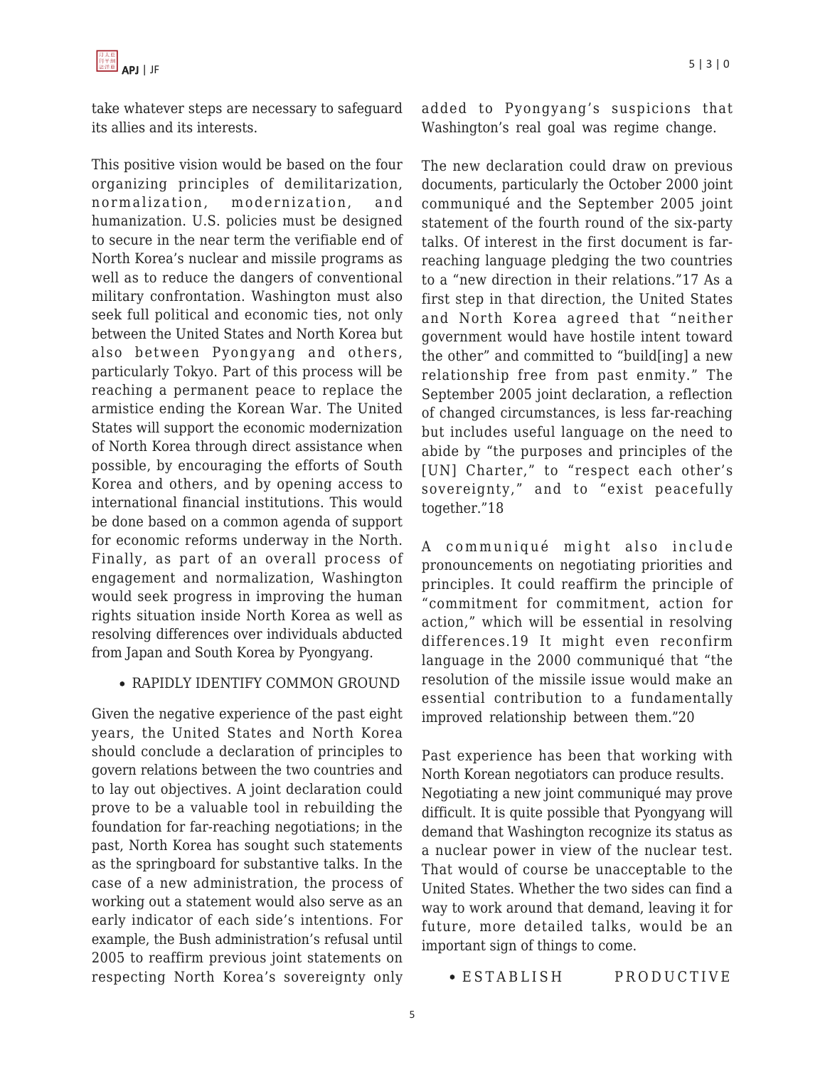take whatever steps are necessary to safeguard its allies and its interests.

This positive vision would be based on the four organizing principles of demilitarization, normalization, modernization, and humanization. U.S. policies must be designed to secure in the near term the verifiable end of North Korea's nuclear and missile programs as well as to reduce the dangers of conventional military confrontation. Washington must also seek full political and economic ties, not only between the United States and North Korea but also between Pyongyang and others, particularly Tokyo. Part of this process will be reaching a permanent peace to replace the armistice ending the Korean War. The United States will support the economic modernization of North Korea through direct assistance when possible, by encouraging the efforts of South Korea and others, and by opening access to international financial institutions. This would be done based on a common agenda of support for economic reforms underway in the North. Finally, as part of an overall process of engagement and normalization, Washington would seek progress in improving the human rights situation inside North Korea as well as resolving differences over individuals abducted from Japan and South Korea by Pyongyang.

- RAPIDLY IDENTIFY COMMON GROUND

Given the negative experience of the past eight years, the United States and North Korea should conclude a declaration of principles to govern relations between the two countries and to lay out objectives. A joint declaration could prove to be a valuable tool in rebuilding the foundation for far-reaching negotiations; in the past, North Korea has sought such statements as the springboard for substantive talks. In the case of a new administration, the process of working out a statement would also serve as an early indicator of each side's intentions. For example, the Bush administration's refusal until 2005 to reaffirm previous joint statements on respecting North Korea's sovereignty only added to Pyongyang's suspicions that Washington's real goal was regime change.

The new declaration could draw on previous documents, particularly the October 2000 joint communiqué and the September 2005 joint statement of the fourth round of the six-party talks. Of interest in the first document is far-reaching language pledging the two countries to a "new direction in their relations."[17] As a first step in that direction, the United States and North Korea agreed that "neither government would have hostile intent toward the other" and committed to "build[ing] a new relationship free from past enmity." The September 2005 joint declaration, a reflection of changed circumstances, is less far-reaching but includes useful language on the need to abide by "the purposes and principles of the [UN] Charter," to "respect each other's sovereignty," and to "exist peacefully together."[18]

A communiqué might also include pronouncements on negotiating priorities and principles. It could reaffirm the principle of "commitment for commitment, action for action," which will be essential in resolving differences.[19] It might even reconfirm language in the 2000 communiqué that "the resolution of the missile issue would make an essential contribution to a fundamentally improved relationship between them."[20]

Past experience has been that working with North Korean negotiators can produce results. Negotiating a new joint communiqué may prove difficult. It is quite possible that Pyongyang will demand that Washington recognize its status as a nuclear power in view of the nuclear test. That would of course be unacceptable to the United States. Whether the two sides can find a way to work around that demand, leaving it for future, more detailed talks, would be an important sign of things to come.

- ESTABLISH PRODUCTIVE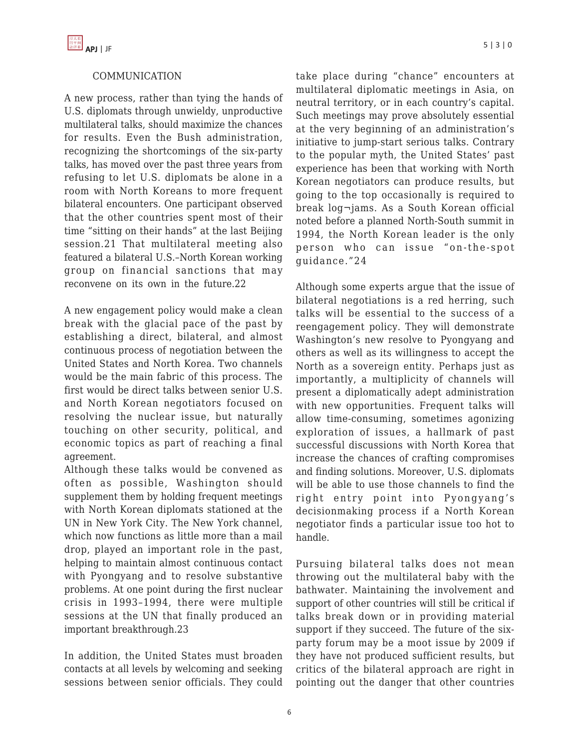## COMMUNICATION

A new process, rather than tying the hands of U.S. diplomats through unwieldy, unproductive multilateral talks, should maximize the chances for results. Even the Bush administration, recognizing the shortcomings of the six-party talks, has moved over the past three years from refusing to let U.S. diplomats be alone in a room with North Koreans to more frequent bilateral encounters. One participant observed that the other countries spent most of their time "sitting on their hands" at the last Beijing session.21 That multilateral meeting also featured a bilateral U.S.–North Korean working group on financial sanctions that may reconvene on its own in the future.22

A new engagement policy would make a clean break with the glacial pace of the past by establishing a direct, bilateral, and almost continuous process of negotiation between the United States and North Korea. Two channels would be the main fabric of this process. The first would be direct talks between senior U.S. and North Korean negotiators focused on resolving the nuclear issue, but naturally touching on other security, political, and economic topics as part of reaching a final agreement.

Although these talks would be convened as often as possible, Washington should supplement them by holding frequent meetings with North Korean diplomats stationed at the UN in New York City. The New York channel, which now functions as little more than a mail drop, played an important role in the past, helping to maintain almost continuous contact with Pyongyang and to resolve substantive problems. At one point during the first nuclear crisis in 1993–1994, there were multiple sessions at the UN that finally produced an important breakthrough.23

In addition, the United States must broaden contacts at all levels by welcoming and seeking sessions between senior officials. They could take place during "chance" encounters at multilateral diplomatic meetings in Asia, on neutral territory, or in each country's capital. Such meetings may prove absolutely essential at the very beginning of an administration's initiative to jump-start serious talks. Contrary to the popular myth, the United States' past experience has been that working with North Korean negotiators can produce results, but going to the top occasionally is required to break log¬jams. As a South Korean official noted before a planned North-South summit in 1994, the North Korean leader is the only person who can issue "on-the-spot guidance."24

Although some experts argue that the issue of bilateral negotiations is a red herring, such talks will be essential to the success of a reengagement policy. They will demonstrate Washington's new resolve to Pyongyang and others as well as its willingness to accept the North as a sovereign entity. Perhaps just as importantly, a multiplicity of channels will present a diplomatically adept administration with new opportunities. Frequent talks will allow time-consuming, sometimes agonizing exploration of issues, a hallmark of past successful discussions with North Korea that increase the chances of crafting compromises and finding solutions. Moreover, U.S. diplomats will be able to use those channels to find the right entry point into Pyongyang's decisionmaking process if a North Korean negotiator finds a particular issue too hot to handle.

Pursuing bilateral talks does not mean throwing out the multilateral baby with the bathwater. Maintaining the involvement and support of other countries will still be critical if talks break down or in providing material support if they succeed. The future of the six-party forum may be a moot issue by 2009 if they have not produced sufficient results, but critics of the bilateral approach are right in pointing out the danger that other countries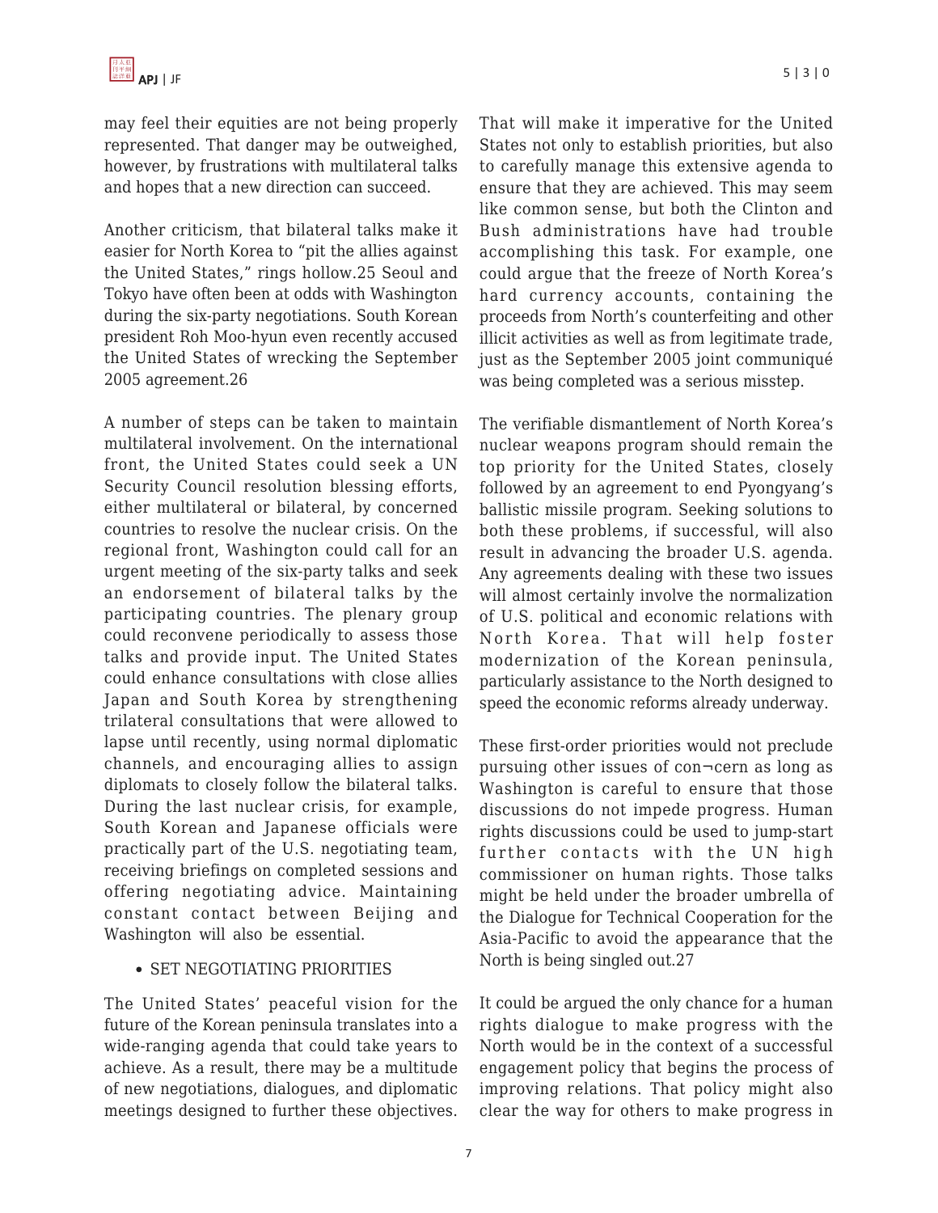may feel their equities are not being properly represented. That danger may be outweighed, however, by frustrations with multilateral talks and hopes that a new direction can succeed.

Another criticism, that bilateral talks make it easier for North Korea to "pit the allies against the United States," rings hollow.25 Seoul and Tokyo have often been at odds with Washington during the six-party negotiations. South Korean president Roh Moo-hyun even recently accused the United States of wrecking the September 2005 agreement.26

A number of steps can be taken to maintain multilateral involvement. On the international front, the United States could seek a UN Security Council resolution blessing efforts, either multilateral or bilateral, by concerned countries to resolve the nuclear crisis. On the regional front, Washington could call for an urgent meeting of the six-party talks and seek an endorsement of bilateral talks by the participating countries. The plenary group could reconvene periodically to assess those talks and provide input. The United States could enhance consultations with close allies Japan and South Korea by strengthening trilateral consultations that were allowed to lapse until recently, using normal diplomatic channels, and encouraging allies to assign diplomats to closely follow the bilateral talks. During the last nuclear crisis, for example, South Korean and Japanese officials were practically part of the U.S. negotiating team, receiving briefings on completed sessions and offering negotiating advice. Maintaining constant contact between Beijing and Washington will also be essential.

- SET NEGOTIATING PRIORITIES

The United States' peaceful vision for the future of the Korean peninsula translates into a wide-ranging agenda that could take years to achieve. As a result, there may be a multitude of new negotiations, dialogues, and diplomatic meetings designed to further these objectives. That will make it imperative for the United States not only to establish priorities, but also to carefully manage this extensive agenda to ensure that they are achieved. This may seem like common sense, but both the Clinton and Bush administrations have had trouble accomplishing this task. For example, one could argue that the freeze of North Korea's hard currency accounts, containing the proceeds from North's counterfeiting and other illicit activities as well as from legitimate trade, just as the September 2005 joint communiqué was being completed was a serious misstep.

The verifiable dismantlement of North Korea's nuclear weapons program should remain the top priority for the United States, closely followed by an agreement to end Pyongyang's ballistic missile program. Seeking solutions to both these problems, if successful, will also result in advancing the broader U.S. agenda. Any agreements dealing with these two issues will almost certainly involve the normalization of U.S. political and economic relations with North Korea. That will help foster modernization of the Korean peninsula, particularly assistance to the North designed to speed the economic reforms already underway.

These first-order priorities would not preclude pursuing other issues of con¬cern as long as Washington is careful to ensure that those discussions do not impede progress. Human rights discussions could be used to jump-start further contacts with the UN high commissioner on human rights. Those talks might be held under the broader umbrella of the Dialogue for Technical Cooperation for the Asia-Pacific to avoid the appearance that the North is being singled out.27

It could be argued the only chance for a human rights dialogue to make progress with the North would be in the context of a successful engagement policy that begins the process of improving relations. That policy might also clear the way for others to make progress in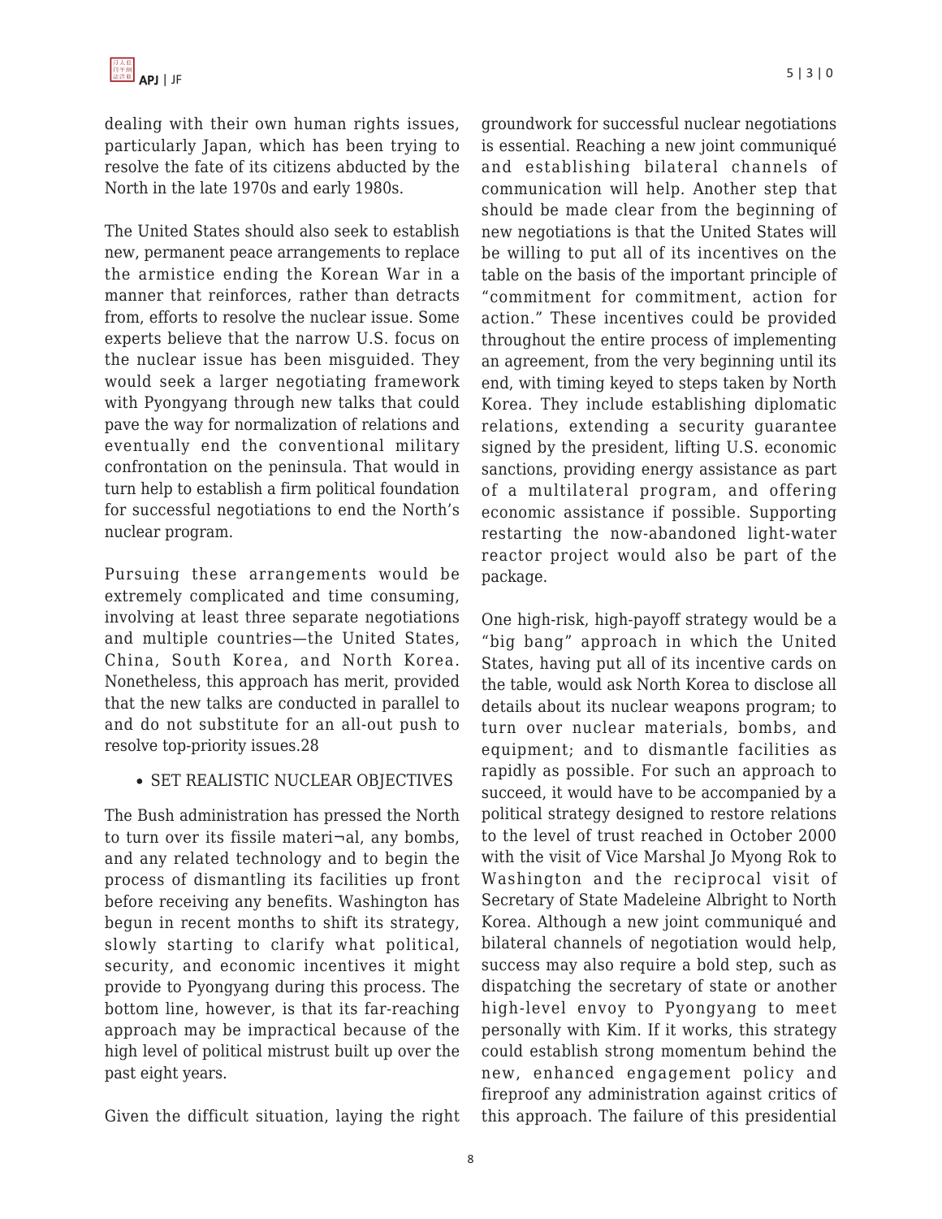dealing with their own human rights issues, particularly Japan, which has been trying to resolve the fate of its citizens abducted by the North in the late 1970s and early 1980s.

The United States should also seek to establish new, permanent peace arrangements to replace the armistice ending the Korean War in a manner that reinforces, rather than detracts from, efforts to resolve the nuclear issue. Some experts believe that the narrow U.S. focus on the nuclear issue has been misguided. They would seek a larger negotiating framework with Pyongyang through new talks that could pave the way for normalization of relations and eventually end the conventional military confrontation on the peninsula. That would in turn help to establish a firm political foundation for successful negotiations to end the North's nuclear program.

Pursuing these arrangements would be extremely complicated and time consuming, involving at least three separate negotiations and multiple countries—the United States, China, South Korea, and North Korea. Nonetheless, this approach has merit, provided that the new talks are conducted in parallel to and do not substitute for an all-out push to resolve top-priority issues.28

- SET REALISTIC NUCLEAR OBJECTIVES

The Bush administration has pressed the North to turn over its fissile materi¬al, any bombs, and any related technology and to begin the process of dismantling its facilities up front before receiving any benefits. Washington has begun in recent months to shift its strategy, slowly starting to clarify what political, security, and economic incentives it might provide to Pyongyang during this process. The bottom line, however, is that its far-reaching approach may be impractical because of the high level of political mistrust built up over the past eight years.

Given the difficult situation, laying the right groundwork for successful nuclear negotiations is essential. Reaching a new joint communiqué and establishing bilateral channels of communication will help. Another step that should be made clear from the beginning of new negotiations is that the United States will be willing to put all of its incentives on the table on the basis of the important principle of "commitment for commitment, action for action." These incentives could be provided throughout the entire process of implementing an agreement, from the very beginning until its end, with timing keyed to steps taken by North Korea. They include establishing diplomatic relations, extending a security guarantee signed by the president, lifting U.S. economic sanctions, providing energy assistance as part of a multilateral program, and offering economic assistance if possible. Supporting restarting the now-abandoned light-water reactor project would also be part of the package.

One high-risk, high-payoff strategy would be a "big bang" approach in which the United States, having put all of its incentive cards on the table, would ask North Korea to disclose all details about its nuclear weapons program; to turn over nuclear materials, bombs, and equipment; and to dismantle facilities as rapidly as possible. For such an approach to succeed, it would have to be accompanied by a political strategy designed to restore relations to the level of trust reached in October 2000 with the visit of Vice Marshal Jo Myong Rok to Washington and the reciprocal visit of Secretary of State Madeleine Albright to North Korea. Although a new joint communiqué and bilateral channels of negotiation would help, success may also require a bold step, such as dispatching the secretary of state or another high-level envoy to Pyongyang to meet personally with Kim. If it works, this strategy could establish strong momentum behind the new, enhanced engagement policy and fireproof any administration against critics of this approach. The failure of this presidential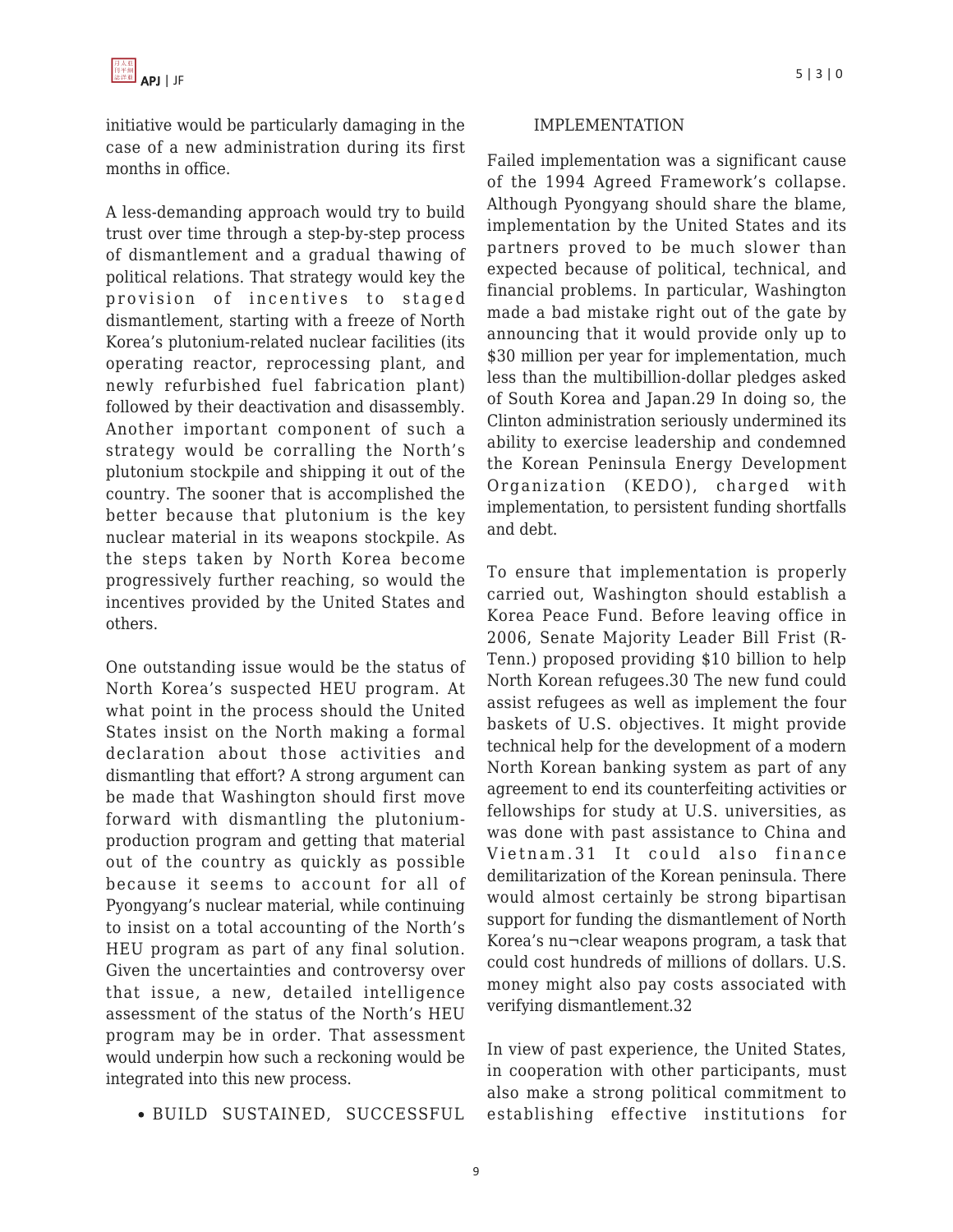initiative would be particularly damaging in the case of a new administration during its first months in office.

A less-demanding approach would try to build trust over time through a step-by-step process of dismantlement and a gradual thawing of political relations. That strategy would key the provision of incentives to staged dismantlement, starting with a freeze of North Korea's plutonium-related nuclear facilities (its operating reactor, reprocessing plant, and newly refurbished fuel fabrication plant) followed by their deactivation and disassembly. Another important component of such a strategy would be corralling the North's plutonium stockpile and shipping it out of the country. The sooner that is accomplished the better because that plutonium is the key nuclear material in its weapons stockpile. As the steps taken by North Korea become progressively further reaching, so would the incentives provided by the United States and others.

One outstanding issue would be the status of North Korea's suspected HEU program. At what point in the process should the United States insist on the North making a formal declaration about those activities and dismantling that effort? A strong argument can be made that Washington should first move forward with dismantling the plutonium-production program and getting that material out of the country as quickly as possible because it seems to account for all of Pyongyang's nuclear material, while continuing to insist on a total accounting of the North's HEU program as part of any final solution. Given the uncertainties and controversy over that issue, a new, detailed intelligence assessment of the status of the North's HEU program may be in order. That assessment would underpin how such a reckoning would be integrated into this new process.

- BUILD SUSTAINED, SUCCESSFUL IMPLEMENTATION

Failed implementation was a significant cause of the 1994 Agreed Framework's collapse. Although Pyongyang should share the blame, implementation by the United States and its partners proved to be much slower than expected because of political, technical, and financial problems. In particular, Washington made a bad mistake right out of the gate by announcing that it would provide only up to $30 million per year for implementation, much less than the multibillion-dollar pledges asked of South Korea and Japan.[29] In doing so, the Clinton administration seriously undermined its ability to exercise leadership and condemned the Korean Peninsula Energy Development Organization (KEDO), charged with implementation, to persistent funding shortfalls and debt.

To ensure that implementation is properly carried out, Washington should establish a Korea Peace Fund. Before leaving office in 2006, Senate Majority Leader Bill Frist (R-Tenn.) proposed providing $10 billion to help North Korean refugees.[30] The new fund could assist refugees as well as implement the four baskets of U.S. objectives. It might provide technical help for the development of a modern North Korean banking system as part of any agreement to end its counterfeiting activities or fellowships for study at U.S. universities, as was done with past assistance to China and Vietnam.[31] It could also finance demilitarization of the Korean peninsula. There would almost certainly be strong bipartisan support for funding the dismantlement of North Korea's nu¬clear weapons program, a task that could cost hundreds of millions of dollars. U.S. money might also pay costs associated with verifying dismantlement.[32]

In view of past experience, the United States, in cooperation with other participants, must also make a strong political commitment to establishing effective institutions for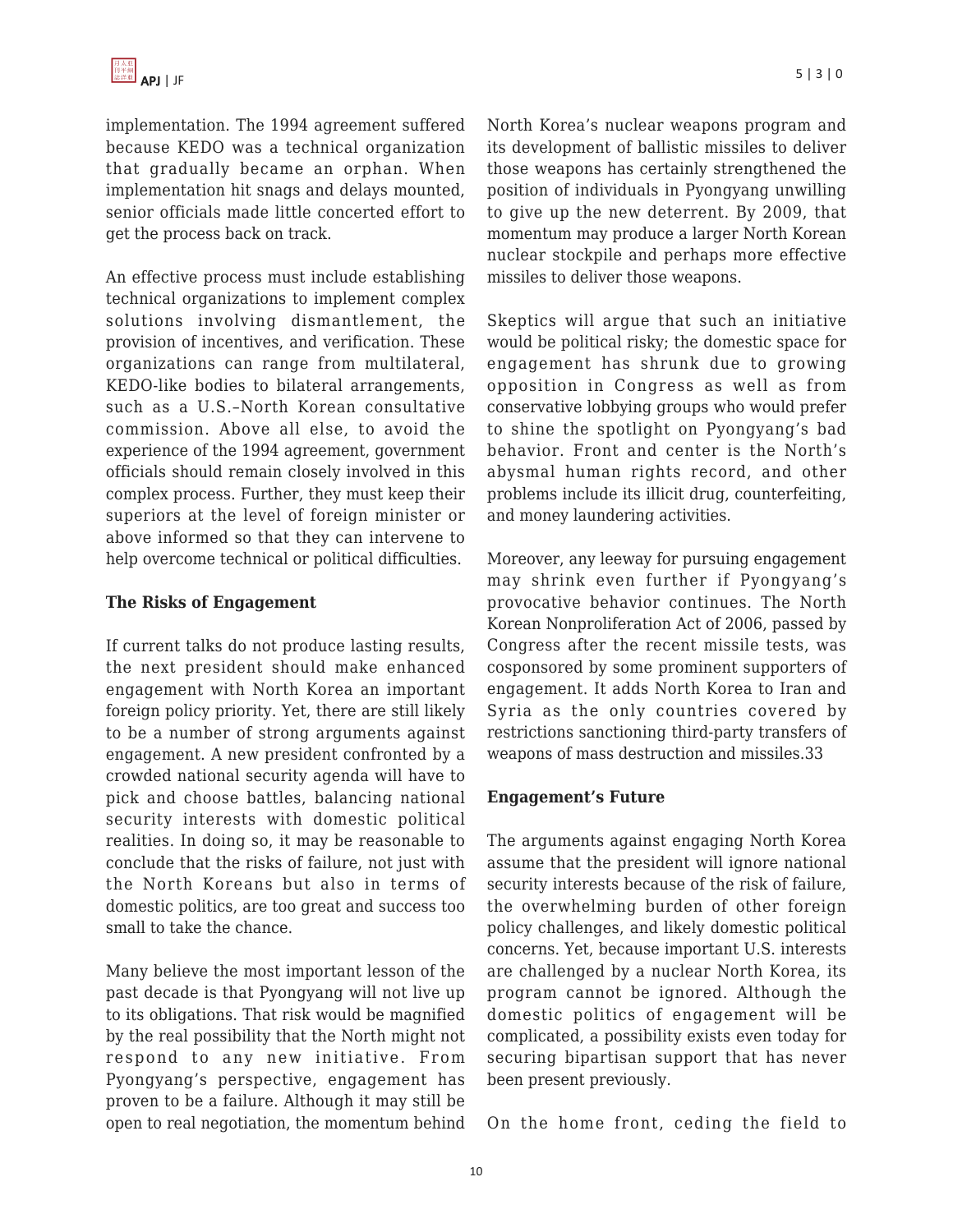implementation. The 1994 agreement suffered because KEDO was a technical organization that gradually became an orphan. When implementation hit snags and delays mounted, senior officials made little concerted effort to get the process back on track.

An effective process must include establishing technical organizations to implement complex solutions involving dismantlement, the provision of incentives, and verification. These organizations can range from multilateral, KEDO-like bodies to bilateral arrangements, such as a U.S.–North Korean consultative commission. Above all else, to avoid the experience of the 1994 agreement, government officials should remain closely involved in this complex process. Further, they must keep their superiors at the level of foreign minister or above informed so that they can intervene to help overcome technical or political difficulties.

**The Risks of Engagement**

If current talks do not produce lasting results, the next president should make enhanced engagement with North Korea an important foreign policy priority. Yet, there are still likely to be a number of strong arguments against engagement. A new president confronted by a crowded national security agenda will have to pick and choose battles, balancing national security interests with domestic political realities. In doing so, it may be reasonable to conclude that the risks of failure, not just with the North Koreans but also in terms of domestic politics, are too great and success too small to take the chance.

Many believe the most important lesson of the past decade is that Pyongyang will not live up to its obligations. That risk would be magnified by the real possibility that the North might not respond to any new initiative. From Pyongyang's perspective, engagement has proven to be a failure. Although it may still be open to real negotiation, the momentum behind North Korea's nuclear weapons program and its development of ballistic missiles to deliver those weapons has certainly strengthened the position of individuals in Pyongyang unwilling to give up the new deterrent. By 2009, that momentum may produce a larger North Korean nuclear stockpile and perhaps more effective missiles to deliver those weapons.

Skeptics will argue that such an initiative would be political risky; the domestic space for engagement has shrunk due to growing opposition in Congress as well as from conservative lobbying groups who would prefer to shine the spotlight on Pyongyang's bad behavior. Front and center is the North's abysmal human rights record, and other problems include its illicit drug, counterfeiting, and money laundering activities.

Moreover, any leeway for pursuing engagement may shrink even further if Pyongyang's provocative behavior continues. The North Korean Nonproliferation Act of 2006, passed by Congress after the recent missile tests, was cosponsored by some prominent supporters of engagement. It adds North Korea to Iran and Syria as the only countries covered by restrictions sanctioning third-party transfers of weapons of mass destruction and missiles.[33]

**Engagement's Future**

The arguments against engaging North Korea assume that the president will ignore national security interests because of the risk of failure, the overwhelming burden of other foreign policy challenges, and likely domestic political concerns. Yet, because important U.S. interests are challenged by a nuclear North Korea, its program cannot be ignored. Although the domestic politics of engagement will be complicated, a possibility exists even today for securing bipartisan support that has never been present previously.

On the home front, ceding the field to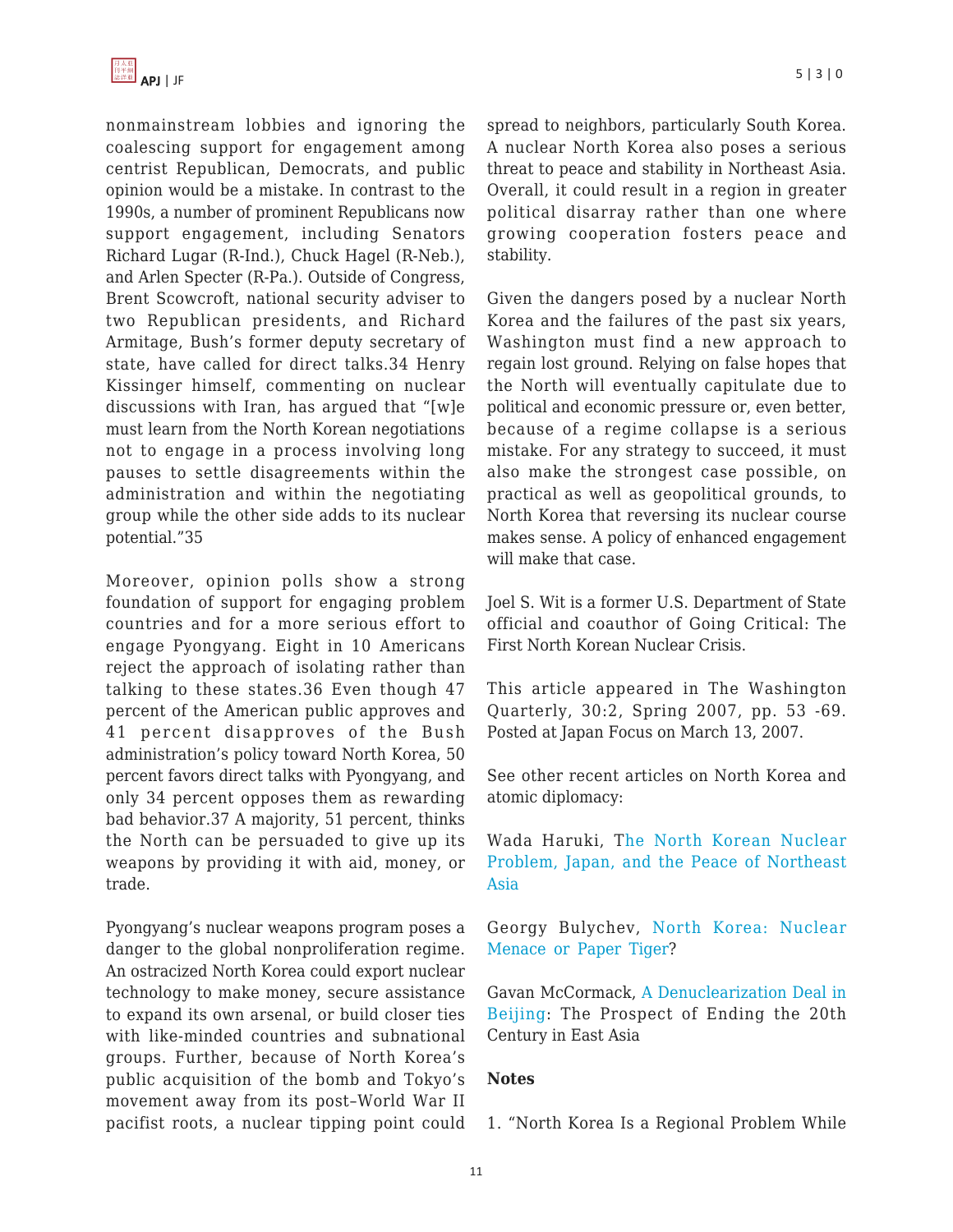nonmainstream lobbies and ignoring the coalescing support for engagement among centrist Republican, Democrats, and public opinion would be a mistake. In contrast to the 1990s, a number of prominent Republicans now support engagement, including Senators Richard Lugar (R-Ind.), Chuck Hagel (R-Neb.), and Arlen Specter (R-Pa.). Outside of Congress, Brent Scowcroft, national security adviser to two Republican presidents, and Richard Armitage, Bush's former deputy secretary of state, have called for direct talks.34 Henry Kissinger himself, commenting on nuclear discussions with Iran, has argued that "[w]e must learn from the North Korean negotiations not to engage in a process involving long pauses to settle disagreements within the administration and within the negotiating group while the other side adds to its nuclear potential."35

Moreover, opinion polls show a strong foundation of support for engaging problem countries and for a more serious effort to engage Pyongyang. Eight in 10 Americans reject the approach of isolating rather than talking to these states.36 Even though 47 percent of the American public approves and 41 percent disapproves of the Bush administration's policy toward North Korea, 50 percent favors direct talks with Pyongyang, and only 34 percent opposes them as rewarding bad behavior.37 A majority, 51 percent, thinks the North can be persuaded to give up its weapons by providing it with aid, money, or trade.

Pyongyang's nuclear weapons program poses a danger to the global nonproliferation regime. An ostracized North Korea could export nuclear technology to make money, secure assistance to expand its own arsenal, or build closer ties with like-minded countries and subnational groups. Further, because of North Korea's public acquisition of the bomb and Tokyo's movement away from its post–World War II pacifist roots, a nuclear tipping point could spread to neighbors, particularly South Korea. A nuclear North Korea also poses a serious threat to peace and stability in Northeast Asia. Overall, it could result in a region in greater political disarray rather than one where growing cooperation fosters peace and stability.

Given the dangers posed by a nuclear North Korea and the failures of the past six years, Washington must find a new approach to regain lost ground. Relying on false hopes that the North will eventually capitulate due to political and economic pressure or, even better, because of a regime collapse is a serious mistake. For any strategy to succeed, it must also make the strongest case possible, on practical as well as geopolitical grounds, to North Korea that reversing its nuclear course makes sense. A policy of enhanced engagement will make that case.

Joel S. Wit is a former U.S. Department of State official and coauthor of Going Critical: The First North Korean Nuclear Crisis.

This article appeared in The Washington Quarterly, 30:2, Spring 2007, pp. 53 -69. Posted at Japan Focus on March 13, 2007.

See other recent articles on North Korea and atomic diplomacy:

Wada Haruki, The North Korean Nuclear Problem, Japan, and the Peace of Northeast Asia

Georgy Bulychev, North Korea: Nuclear Menace or Paper Tiger?

Gavan McCormack, A Denuclearization Deal in Beijing: The Prospect of Ending the 20th Century in East Asia

**Notes**

1. "North Korea Is a Regional Problem While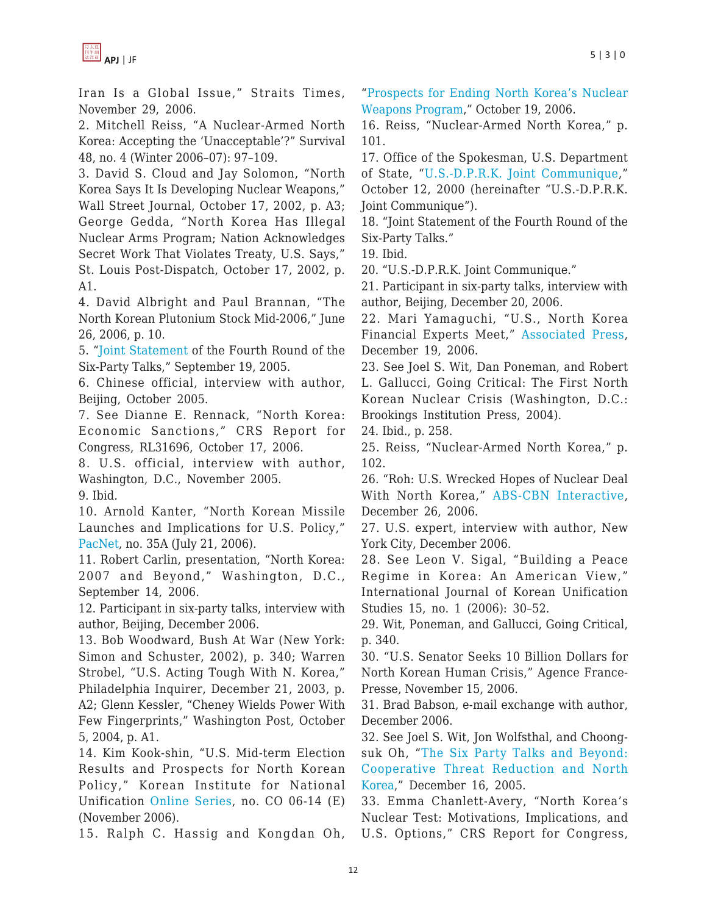Iran Is a Global Issue," Straits Times, November 29, 2006.

2. Mitchell Reiss, "A Nuclear-Armed North Korea: Accepting the 'Unacceptable'?" Survival 48, no. 4 (Winter 2006–07): 97–109.

3. David S. Cloud and Jay Solomon, "North Korea Says It Is Developing Nuclear Weapons," Wall Street Journal, October 17, 2002, p. A3; George Gedda, "North Korea Has Illegal Nuclear Arms Program; Nation Acknowledges Secret Work That Violates Treaty, U.S. Says," St. Louis Post-Dispatch, October 17, 2002, p. A1.

4. David Albright and Paul Brannan, "The North Korean Plutonium Stock Mid-2006," June 26, 2006, p. 10.

5. "Joint Statement of the Fourth Round of the Six-Party Talks," September 19, 2005.

6. Chinese official, interview with author, Beijing, October 2005.

7. See Dianne E. Rennack, "North Korea: Economic Sanctions," CRS Report for Congress, RL31696, October 17, 2006.

8. U.S. official, interview with author, Washington, D.C., November 2005.

9. Ibid.

10. Arnold Kanter, "North Korean Missile Launches and Implications for U.S. Policy," PacNet, no. 35A (July 21, 2006).

11. Robert Carlin, presentation, "North Korea: 2007 and Beyond," Washington, D.C., September 14, 2006.

12. Participant in six-party talks, interview with author, Beijing, December 2006.

13. Bob Woodward, Bush At War (New York: Simon and Schuster, 2002), p. 340; Warren Strobel, "U.S. Acting Tough With N. Korea," Philadelphia Inquirer, December 21, 2003, p. A2; Glenn Kessler, "Cheney Wields Power With Few Fingerprints," Washington Post, October 5, 2004, p. A1.

14. Kim Kook-shin, "U.S. Mid-term Election Results and Prospects for North Korean Policy," Korean Institute for National Unification Online Series, no. CO 06-14 (E) (November 2006).

15. Ralph C. Hassig and Kongdan Oh, "Prospects for Ending North Korea's Nuclear Weapons Program," October 19, 2006.

16. Reiss, "Nuclear-Armed North Korea," p. 101.

17. Office of the Spokesman, U.S. Department of State, "U.S.-D.P.R.K. Joint Communique," October 12, 2000 (hereinafter "U.S.-D.P.R.K. Joint Communique").

18. "Joint Statement of the Fourth Round of the Six-Party Talks."

19. Ibid.

20. "U.S.-D.P.R.K. Joint Communique."

21. Participant in six-party talks, interview with author, Beijing, December 20, 2006.

22. Mari Yamaguchi, "U.S., North Korea Financial Experts Meet," Associated Press, December 19, 2006.

23. See Joel S. Wit, Dan Poneman, and Robert L. Gallucci, Going Critical: The First North Korean Nuclear Crisis (Washington, D.C.: Brookings Institution Press, 2004).

24. Ibid., p. 258.

25. Reiss, "Nuclear-Armed North Korea," p. 102.

26. "Roh: U.S. Wrecked Hopes of Nuclear Deal With North Korea," ABS-CBN Interactive, December 26, 2006.

27. U.S. expert, interview with author, New York City, December 2006.

28. See Leon V. Sigal, "Building a Peace Regime in Korea: An American View," International Journal of Korean Unification Studies 15, no. 1 (2006): 30–52.

29. Wit, Poneman, and Gallucci, Going Critical, p. 340.

30. "U.S. Senator Seeks 10 Billion Dollars for North Korean Human Crisis," Agence France-Presse, November 15, 2006.

31. Brad Babson, e-mail exchange with author, December 2006.

32. See Joel S. Wit, Jon Wolfsthal, and Choong-suk Oh, "The Six Party Talks and Beyond: Cooperative Threat Reduction and North Korea," December 16, 2005.

33. Emma Chanlett-Avery, "North Korea's Nuclear Test: Motivations, Implications, and U.S. Options," CRS Report for Congress,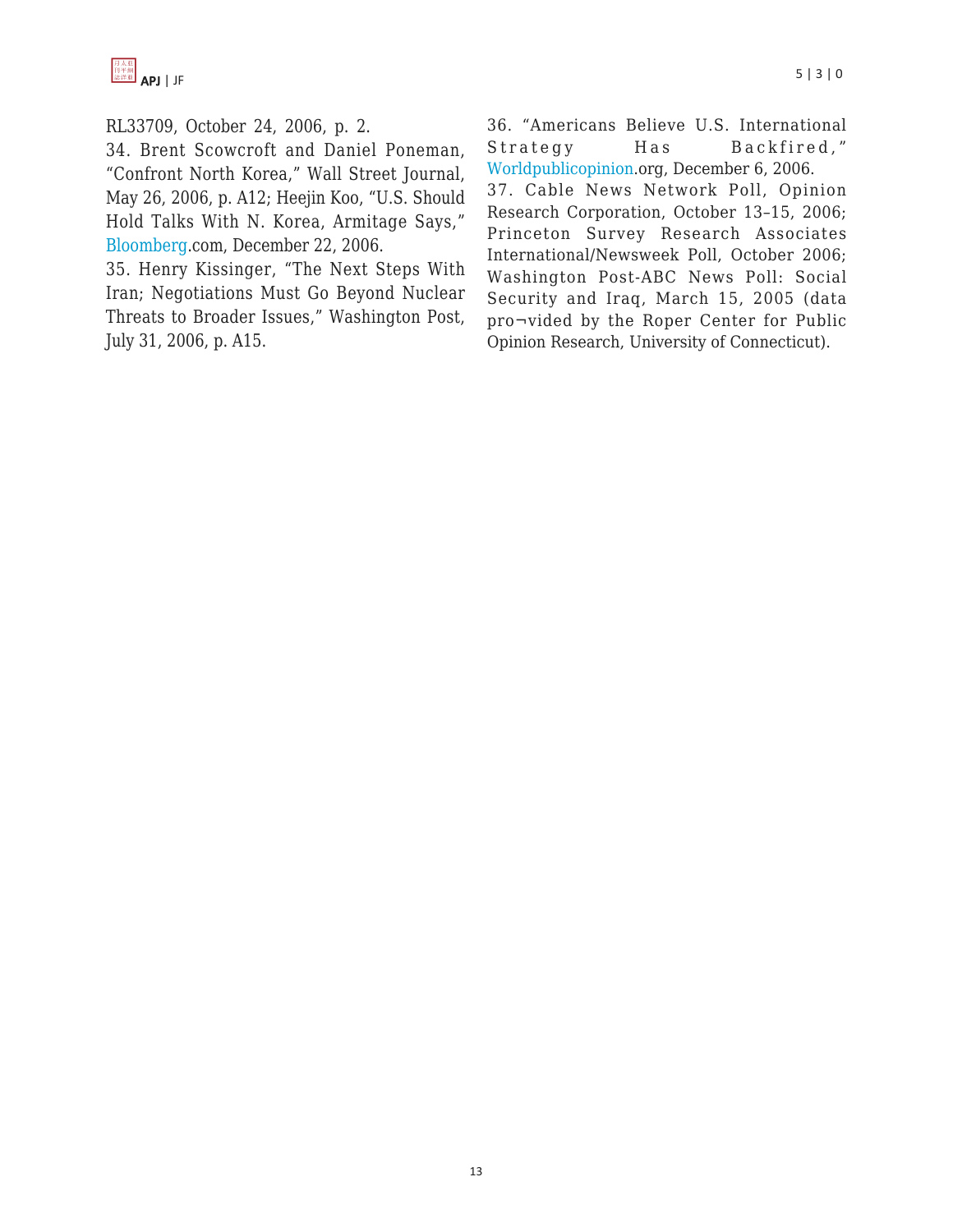RL33709, October 24, 2006, p. 2.

34. Brent Scowcroft and Daniel Poneman, “Confront North Korea,” Wall Street Journal, May 26, 2006, p. A12; Heejin Koo, “U.S. Should Hold Talks With N. Korea, Armitage Says,” Bloomberg.com, December 22, 2006.

35. Henry Kissinger, “The Next Steps With Iran; Negotiations Must Go Beyond Nuclear Threats to Broader Issues,” Washington Post, July 31, 2006, p. A15.

36. “Americans Believe U.S. International Strategy Has Backfired,” Worldpublicopinion.org, December 6, 2006.

37. Cable News Network Poll, Opinion Research Corporation, October 13–15, 2006; Princeton Survey Research Associates International/Newsweek Poll, October 2006; Washington Post-ABC News Poll: Social Security and Iraq, March 15, 2005 (data pro¬vided by the Roper Center for Public Opinion Research, University of Connecticut).